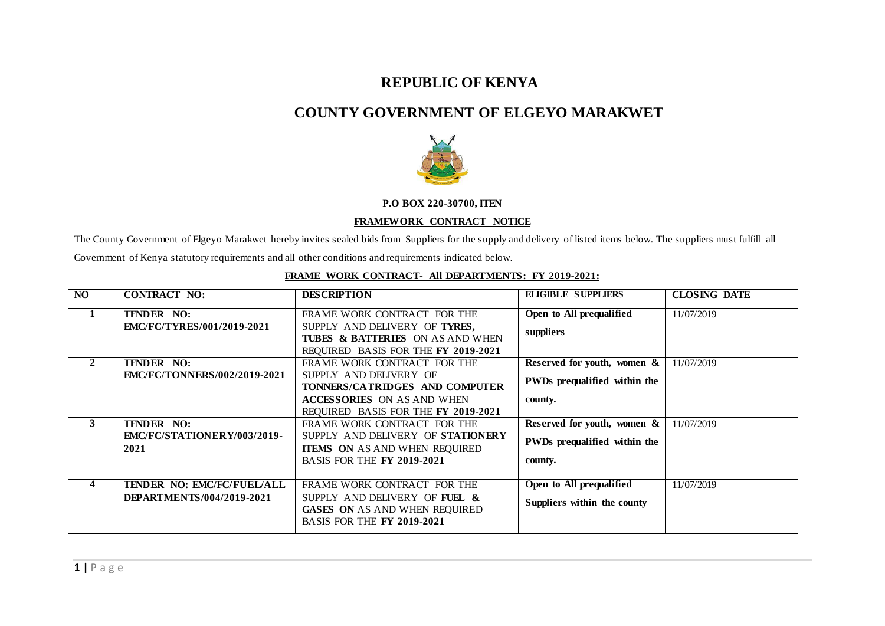# REPUBLIC OF KENYA

# COUNTY GOVERNMENT OF ELGEYO MARAKWET

**P.O BOX 220-30700, ITEN**

**FRAMEWORK CONTRACT NOTICE**

The County Government of Elgeyo Marakwet hereby invites sealed bids from Suppliers for the supply and delivery of listed items below. The suppliers must fulfill all Government of Kenya statutory requirements and all other conditions and requirements indicated below.

**FRAME WORK CONTRACT- All DEPARTMENTS: FY 2019-2021:**

| NO | CONTRACT NO: | DESCRIPTION | ELIGIBLE SUPPLIERS | CLOSING DATE |
|---|---|---|---|---|
| **1** | **TENDER NO: EMC/FC/TYRES/001/2019-2021** | FRAME WORK CONTRACT FOR THE SUPPLY AND DELIVERY OF **TYRES, TUBES & BATTERIES** ON AS AND WHEN REQUIRED BASIS FOR THE **FY 2019-2021** | **Open to All prequalified suppliers** | 11/07/2019 |
| **2** | **TENDER NO: EMC/FC/TONNERS/002/2019-2021** | FRAME WORK CONTRACT FOR THE SUPPLY AND DELIVERY OF **TONNERS/CATRIDGES AND COMPUTER ACCESSORIES** ON AS AND WHEN REQUIRED BASIS FOR THE **FY 2019-2021** | **Reserved for youth, women & PWDs prequalified within the county.** | 11/07/2019 |
| **3** | **TENDER NO: EMC/FC/STATIONERY/003/2019-2021** | FRAME WORK CONTRACT FOR THE SUPPLY AND DELIVERY OF **STATIONERY ITEMS ON** AS AND WHEN REQUIRED BASIS FOR THE **FY 2019-2021** | **Reserved for youth, women & PWDs prequalified within the county.** | 11/07/2019 |
| **4** | **TENDER NO: EMC/FC/FUEL/ALL DEPARTMENTS/004/2019-2021** | FRAME WORK CONTRACT FOR THE SUPPLY AND DELIVERY OF **FUEL & GASES ON** AS AND WHEN REQUIRED BASIS FOR THE **FY 2019-2021** | **Open to All prequalified Suppliers within the county** | 11/07/2019 |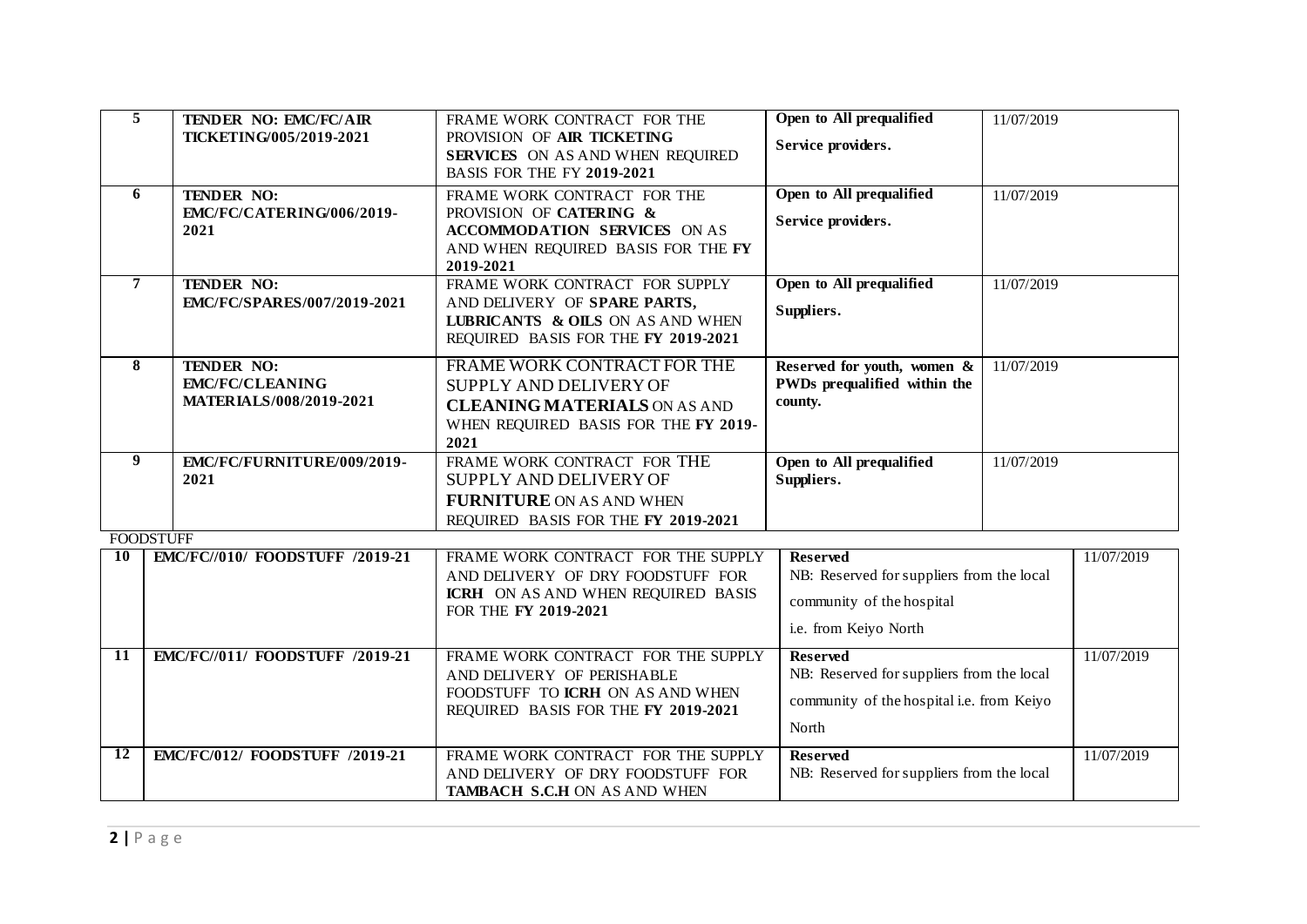| | | | | |
|---|---|---|---|---|
| 5 | **TENDER NO: EMC/FC/AIR TICKETING/005/2019-2021** | FRAME WORK CONTRACT FOR THE PROVISION OF **AIR TICKETING SERVICES** ON AS AND WHEN REQUIRED BASIS FOR THE FY **2019-2021** | **Open to All prequalified Service providers.** | 11/07/2019 |
| 6 | **TENDER NO: EMC/FC/CATERING/006/2019-2021** | FRAME WORK CONTRACT FOR THE PROVISION OF **CATERING & ACCOMMODATION SERVICES** ON AS AND WHEN REQUIRED BASIS FOR THE **FY 2019-2021** | **Open to All prequalified Service providers.** | 11/07/2019 |
| 7 | **TENDER NO: EMC/FC/SPARES/007/2019-2021** | FRAME WORK CONTRACT FOR SUPPLY AND DELIVERY OF **SPARE PARTS, LUBRICANTS & OILS** ON AS AND WHEN REQUIRED BASIS FOR THE **FY 2019-2021** | **Open to All prequalified Suppliers.** | 11/07/2019 |
| 8 | **TENDER NO: EMC/FC/CLEANING MATERIALS/008/2019-2021** | FRAME WORK CONTRACT FOR THE SUPPLY AND DELIVERY OF **CLEANING MATERIALS** ON AS AND WHEN REQUIRED BASIS FOR THE **FY 2019-2021** | **Reserved for youth, women & PWDs prequalified within the county.** | 11/07/2019 |
| 9 | **EMC/FC/FURNITURE/009/2019-2021** | FRAME WORK CONTRACT FOR THE SUPPLY AND DELIVERY OF **FURNITURE** ON AS AND WHEN REQUIRED BASIS FOR THE **FY 2019-2021** | **Open to All prequalified Suppliers.** | 11/07/2019 |

FOODSTUFF

| | | | | |
|---|---|---|---|---|
| 10 | **EMC/FC//010/ FOODSTUFF /2019-21** | FRAME WORK CONTRACT FOR THE SUPPLY AND DELIVERY OF DRY FOODSTUFF FOR **ICRH** ON AS AND WHEN REQUIRED BASIS FOR THE **FY 2019-2021** | **Reserved** NB: Reserved for suppliers from the local community of the hospital i.e. from Keiyo North | 11/07/2019 |
| 11 | **EMC/FC//011/ FOODSTUFF /2019-21** | FRAME WORK CONTRACT FOR THE SUPPLY AND DELIVERY OF PERISHABLE FOODSTUFF TO **ICRH** ON AS AND WHEN REQUIRED BASIS FOR THE **FY 2019-2021** | **Reserved** NB: Reserved for suppliers from the local community of the hospital i.e. from Keiyo North | 11/07/2019 |
| 12 | **EMC/FC/012/ FOODSTUFF /2019-21** | FRAME WORK CONTRACT FOR THE SUPPLY AND DELIVERY OF DRY FOODSTUFF FOR **TAMBACH S.C.H** ON AS AND WHEN | **Reserved** NB: Reserved for suppliers from the local | 11/07/2019 |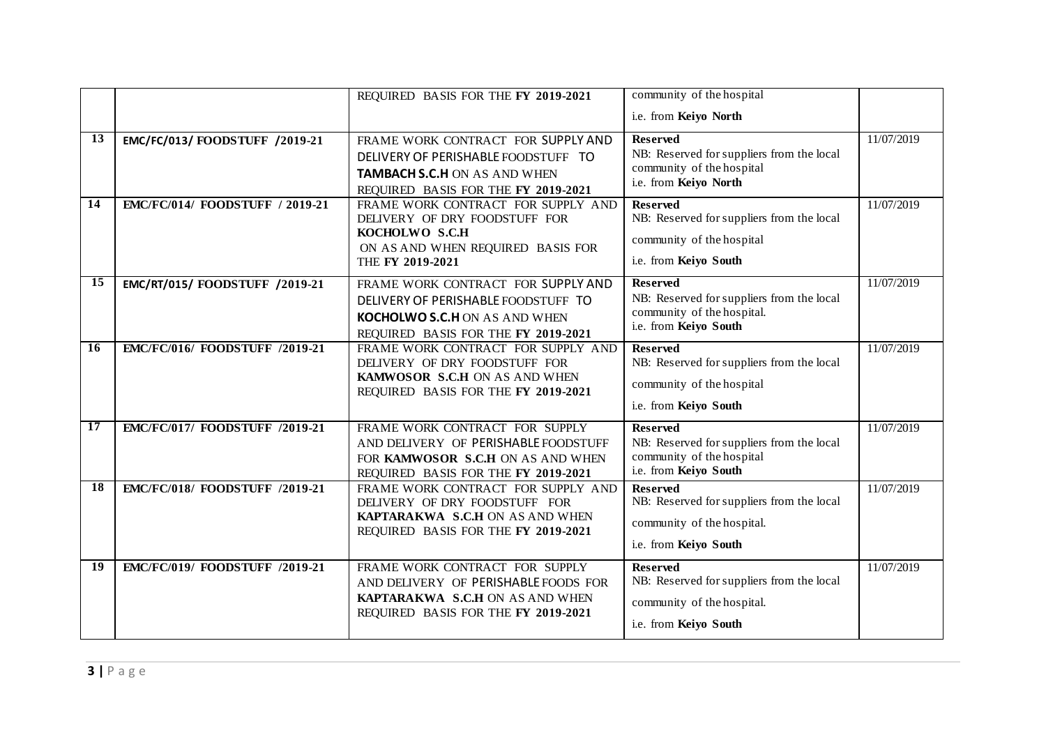| | | | | |
|---|---|---|---|---|
| | | REQUIRED BASIS FOR THE **FY 2019-2021** | community of the hospital i.e. from **Keiyo North** | |
| **13** | **EMC/FC/013/ FOODSTUFF /2019-21** | FRAME WORK CONTRACT FOR SUPPLY AND DELIVERY OF PERISHABLE FOODSTUFF TO **TAMBACH S.C.H** ON AS AND WHEN REQUIRED BASIS FOR THE **FY 2019-2021** | **Reserved** NB: Reserved for suppliers from the local community of the hospital i.e. from **Keiyo North** | 11/07/2019 |
| **14** | **EMC/FC/014/ FOODSTUFF / 2019-21** | FRAME WORK CONTRACT FOR SUPPLY AND DELIVERY OF DRY FOODSTUFF FOR **KOCHOLWO S.C.H** ON AS AND WHEN REQUIRED BASIS FOR THE **FY 2019-2021** | **Reserved** NB: Reserved for suppliers from the local community of the hospital i.e. from **Keiyo South** | 11/07/2019 |
| **15** | **EMC/RT/015/ FOODSTUFF /2019-21** | FRAME WORK CONTRACT FOR SUPPLY AND DELIVERY OF PERISHABLE FOODSTUFF TO **KOCHOLWO S.C.H** ON AS AND WHEN REQUIRED BASIS FOR THE **FY 2019-2021** | **Reserved** NB: Reserved for suppliers from the local community of the hospital. i.e. from **Keiyo South** | 11/07/2019 |
| **16** | **EMC/FC/016/ FOODSTUFF /2019-21** | FRAME WORK CONTRACT FOR SUPPLY AND DELIVERY OF DRY FOODSTUFF FOR **KAMWOSOR S.C.H** ON AS AND WHEN REQUIRED BASIS FOR THE **FY 2019-2021** | **Reserved** NB: Reserved for suppliers from the local community of the hospital i.e. from **Keiyo South** | 11/07/2019 |
| **17** | **EMC/FC/017/ FOODSTUFF /2019-21** | FRAME WORK CONTRACT FOR SUPPLY AND DELIVERY OF PERISHABLE FOODSTUFF FOR **KAMWOSOR S.C.H** ON AS AND WHEN REQUIRED BASIS FOR THE **FY 2019-2021** | **Reserved** NB: Reserved for suppliers from the local community of the hospital i.e. from **Keiyo South** | 11/07/2019 |
| **18** | **EMC/FC/018/ FOODSTUFF /2019-21** | FRAME WORK CONTRACT FOR SUPPLY AND DELIVERY OF DRY FOODSTUFF FOR **KAPTARAKWA S.C.H** ON AS AND WHEN REQUIRED BASIS FOR THE **FY 2019-2021** | **Reserved** NB: Reserved for suppliers from the local community of the hospital. i.e. from **Keiyo South** | 11/07/2019 |
| **19** | **EMC/FC/019/ FOODSTUFF /2019-21** | FRAME WORK CONTRACT FOR SUPPLY AND DELIVERY OF PERISHABLE FOODS FOR **KAPTARAKWA S.C.H** ON AS AND WHEN REQUIRED BASIS FOR THE **FY 2019-2021** | **Reserved** NB: Reserved for suppliers from the local community of the hospital. i.e. from **Keiyo South** | 11/07/2019 |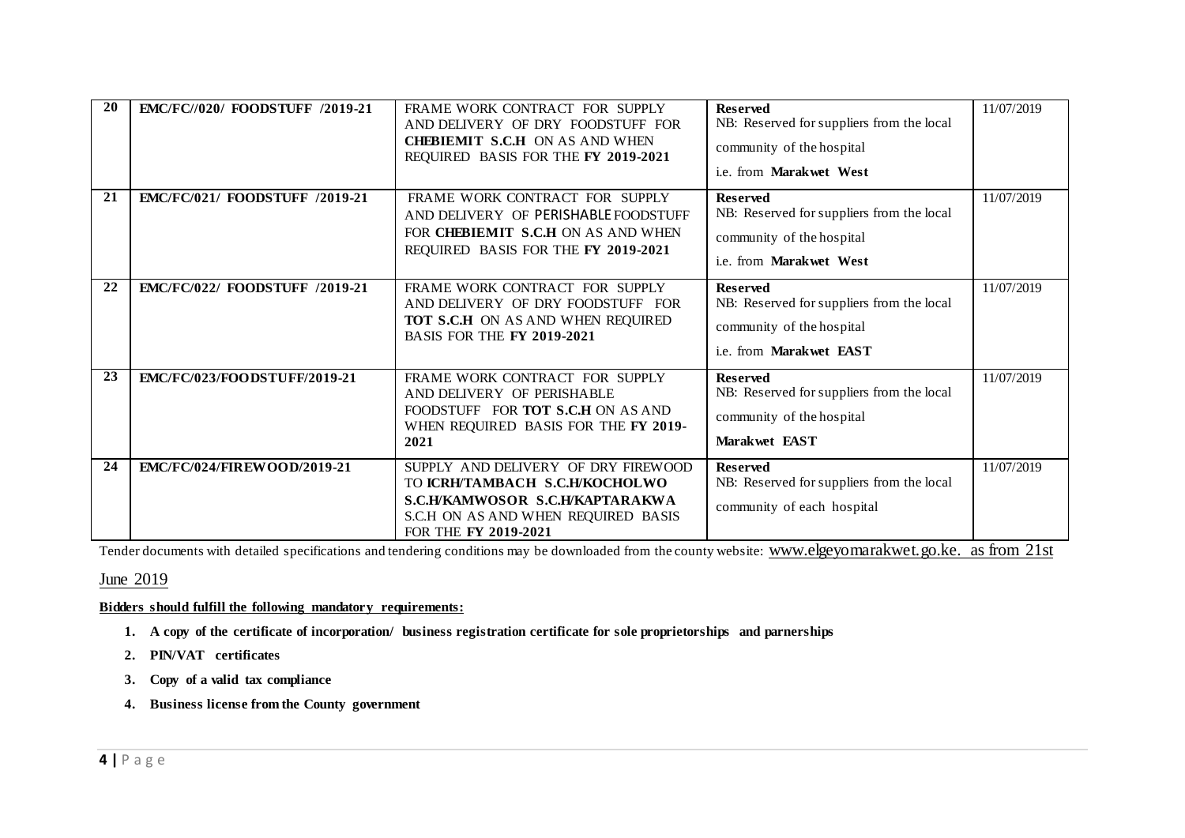| | | | | |
|---|---|---|---|---|
| **20** | **EMC/FC//020/ FOODSTUFF /2019-21** | FRAME WORK CONTRACT FOR SUPPLY AND DELIVERY OF DRY FOODSTUFF FOR **CHEBIEMIT S.C.H** ON AS AND WHEN REQUIRED BASIS FOR THE **FY 2019-2021** | **Reserved**<br>NB: Reserved for suppliers from the local community of the hospital<br>i.e. from **Marakwet West** | 11/07/2019 |
| **21** | **EMC/FC/021/ FOODSTUFF /2019-21** | FRAME WORK CONTRACT FOR SUPPLY AND DELIVERY OF PERISHABLE FOODSTUFF FOR **CHEBIEMIT S.C.H** ON AS AND WHEN REQUIRED BASIS FOR THE **FY 2019-2021** | **Reserved**<br>NB: Reserved for suppliers from the local community of the hospital<br>i.e. from **Marakwet West** | 11/07/2019 |
| **22** | **EMC/FC/022/ FOODSTUFF /2019-21** | FRAME WORK CONTRACT FOR SUPPLY AND DELIVERY OF DRY FOODSTUFF FOR **TOT S.C.H** ON AS AND WHEN REQUIRED BASIS FOR THE **FY 2019-2021** | **Reserved**<br>NB: Reserved for suppliers from the local community of the hospital<br>i.e. from **Marakwet EAST** | 11/07/2019 |
| **23** | **EMC/FC/023/FOODSTUFF/2019-21** | FRAME WORK CONTRACT FOR SUPPLY AND DELIVERY OF PERISHABLE FOODSTUFF FOR **TOT S.C.H** ON AS AND WHEN REQUIRED BASIS FOR THE **FY 2019-2021** | **Reserved**<br>NB: Reserved for suppliers from the local community of the hospital<br>**Marakwet EAST** | 11/07/2019 |
| **24** | **EMC/FC/024/FIREWOOD/2019-21** | SUPPLY AND DELIVERY OF DRY FIREWOOD TO **ICRH/TAMBACH S.C.H/KOCHOLWO S.C.H/KAMWOSOR S.C.H/KAPTARAKWA** S.C.H ON AS AND WHEN REQUIRED BASIS FOR THE **FY 2019-2021** | **Reserved**<br>NB: Reserved for suppliers from the local community of each hospital | 11/07/2019 |

Tender documents with detailed specifications and tendering conditions may be downloaded from the county website: www.elgeyomarakwet.go.ke. as from 21st June 2019

**Bidders should fulfill the following mandatory requirements:**

1. **A copy of the certificate of incorporation/ business registration certificate for sole proprietorships and parnerships**
2. **PIN/VAT certificates**
3. **Copy of a valid tax compliance**
4. **Business license from the County government**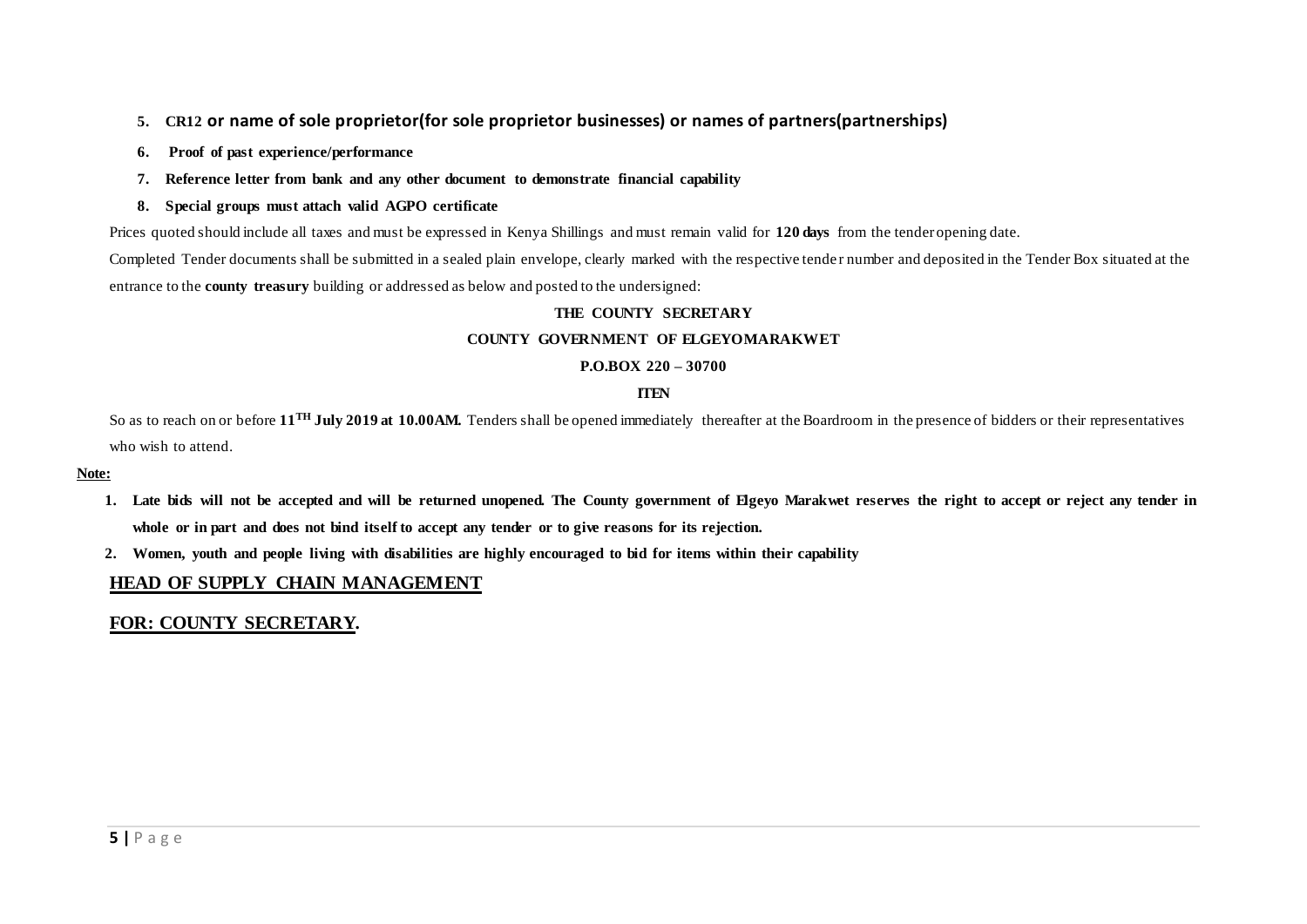5. **CR12 or name of sole proprietor(for sole proprietor businesses) or names of partners(partnerships)**
6. **Proof of past experience/performance**
7. **Reference letter from bank and any other document to demonstrate financial capability**
8. **Special groups must attach valid AGPO certificate**

Prices quoted should include all taxes and must be expressed in Kenya Shillings and must remain valid for **120 days** from the tender opening date.

Completed Tender documents shall be submitted in a sealed plain envelope, clearly marked with the respective tender number and deposited in the Tender Box situated at the entrance to the **county treasury** building or addressed as below and posted to the undersigned:

**THE COUNTY SECRETARY**

**COUNTY GOVERNMENT OF ELGEYOMARAKWET**

**P.O.BOX 220 – 30700**

**ITEN**

So as to reach on or before **11TH July 2019 at 10.00AM.** Tenders shall be opened immediately thereafter at the Boardroom in the presence of bidders or their representatives who wish to attend.

**Note:**

1. **Late bids will not be accepted and will be returned unopened. The County government of Elgeyo Marakwet reserves the right to accept or reject any tender in whole or in part and does not bind itself to accept any tender or to give reasons for its rejection.**
2. **Women, youth and people living with disabilities are highly encouraged to bid for items within their capability**

**HEAD OF SUPPLY CHAIN MANAGEMENT**

**FOR: COUNTY SECRETARY.**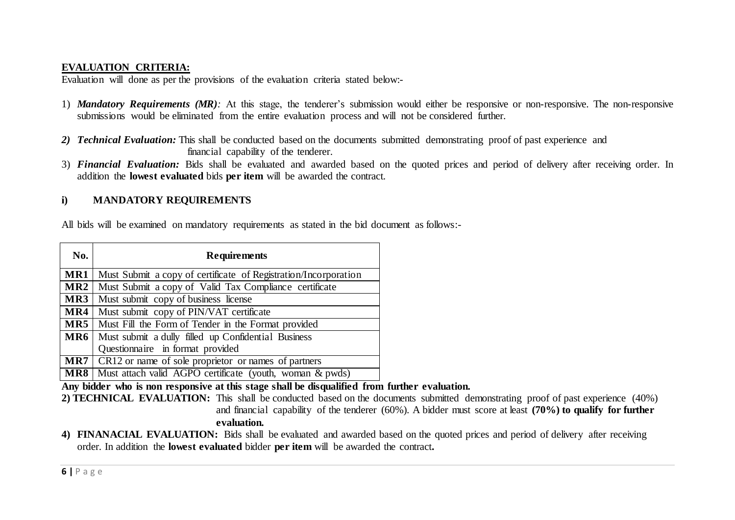## EVALUATION CRITERIA:

Evaluation will done as per the provisions of the evaluation criteria stated below:-

1) ***Mandatory Requirements (MR)**:* At this stage, the tenderer's submission would either be responsive or non-responsive. The non-responsive submissions would be eliminated from the entire evaluation process and will not be considered further.

2) ***Technical Evaluation:*** This shall be conducted based on the documents submitted demonstrating proof of past experience and financial capability of the tenderer.

3) ***Financial Evaluation:*** Bids shall be evaluated and awarded based on the quoted prices and period of delivery after receiving order. In addition the **lowest evaluated** bids **per item** will be awarded the contract.

### i) MANDATORY REQUIREMENTS

All bids will be examined on mandatory requirements as stated in the bid document as follows:-

| No. | Requirements |
|---|---|
| **MR1** | Must Submit a copy of certificate of Registration/Incorporation |
| **MR2** | Must Submit a copy of Valid Tax Compliance certificate |
| **MR3** | Must submit copy of business license |
| **MR4** | Must submit copy of PIN/VAT certificate |
| **MR5** | Must Fill the Form of Tender in the Format provided |
| **MR6** | Must submit a dully filled up Confidential Business Questionnaire in format provided |
| **MR7** | CR12 or name of sole proprietor or names of partners |
| **MR8** | Must attach valid AGPO certificate (youth, woman & pwds) |

**Any bidder who is non responsive at this stage shall be disqualified from further evaluation.**

**2) TECHNICAL EVALUATION:** This shall be conducted based on the documents submitted demonstrating proof of past experience (40%) and financial capability of the tenderer (60%). A bidder must score at least **(70%) to qualify for further evaluation.**

**4) FINANACIAL EVALUATION:** Bids shall be evaluated and awarded based on the quoted prices and period of delivery after receiving order. In addition the **lowest evaluated** bidder **per item** will be awarded the contract**.**